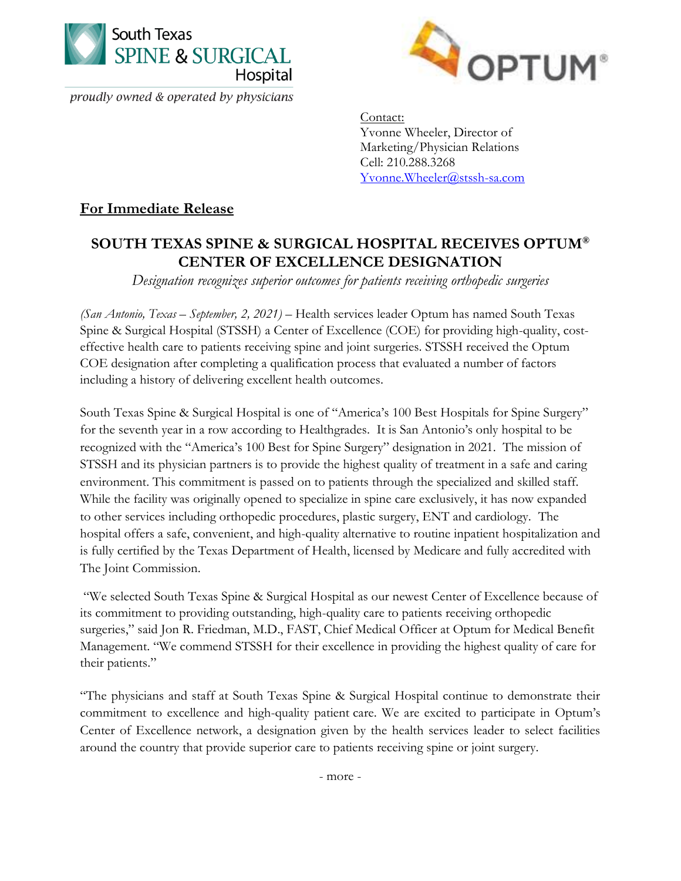South Texas SPINE & SURGICAL Hospital

*proudly owned & operated by physicians*

OPTUM®

Contact:
Yvonne Wheeler, Director of Marketing/Physician Relations
Cell: 210.288.3268
Yvonne.Wheeler@stssh-sa.com

**For Immediate Release**

## SOUTH TEXAS SPINE & SURGICAL HOSPITAL RECEIVES OPTUM® CENTER OF EXCELLENCE DESIGNATION

*Designation recognizes superior outcomes for patients receiving orthopedic surgeries*

*(San Antonio, Texas – September, 2, 2021)* – Health services leader Optum has named South Texas Spine & Surgical Hospital (STSSH) a Center of Excellence (COE) for providing high-quality, cost-effective health care to patients receiving spine and joint surgeries. STSSH received the Optum COE designation after completing a qualification process that evaluated a number of factors including a history of delivering excellent health outcomes.

South Texas Spine & Surgical Hospital is one of "America's 100 Best Hospitals for Spine Surgery" for the seventh year in a row according to Healthgrades. It is San Antonio's only hospital to be recognized with the "America's 100 Best for Spine Surgery" designation in 2021. The mission of STSSH and its physician partners is to provide the highest quality of treatment in a safe and caring environment. This commitment is passed on to patients through the specialized and skilled staff. While the facility was originally opened to specialize in spine care exclusively, it has now expanded to other services including orthopedic procedures, plastic surgery, ENT and cardiology. The hospital offers a safe, convenient, and high-quality alternative to routine inpatient hospitalization and is fully certified by the Texas Department of Health, licensed by Medicare and fully accredited with The Joint Commission.

"We selected South Texas Spine & Surgical Hospital as our newest Center of Excellence because of its commitment to providing outstanding, high-quality care to patients receiving orthopedic surgeries," said Jon R. Friedman, M.D., FAST, Chief Medical Officer at Optum for Medical Benefit Management. "We commend STSSH for their excellence in providing the highest quality of care for their patients."

"The physicians and staff at South Texas Spine & Surgical Hospital continue to demonstrate their commitment to excellence and high-quality patient care. We are excited to participate in Optum's Center of Excellence network, a designation given by the health services leader to select facilities around the country that provide superior care to patients receiving spine or joint surgery.

- more -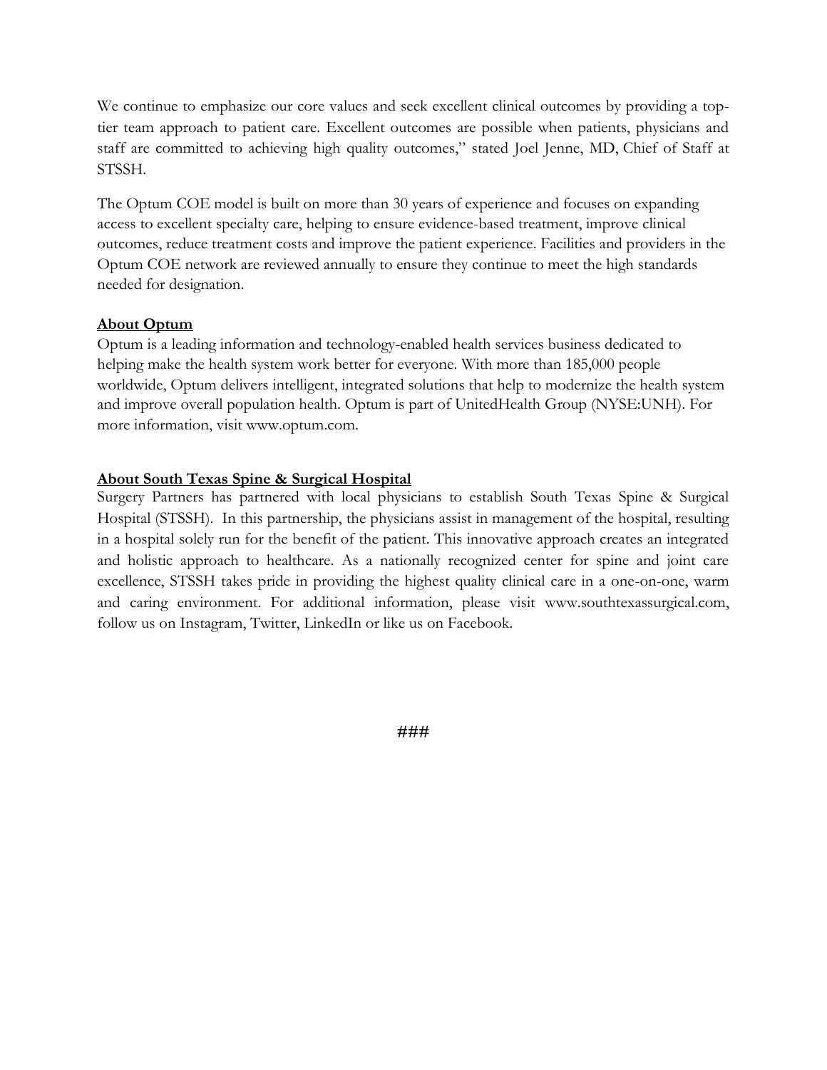We continue to emphasize our core values and seek excellent clinical outcomes by providing a top-tier team approach to patient care. Excellent outcomes are possible when patients, physicians and staff are committed to achieving high quality outcomes," stated Joel Jenne, MD, Chief of Staff at STSSH.

The Optum COE model is built on more than 30 years of experience and focuses on expanding access to excellent specialty care, helping to ensure evidence-based treatment, improve clinical outcomes, reduce treatment costs and improve the patient experience. Facilities and providers in the Optum COE network are reviewed annually to ensure they continue to meet the high standards needed for designation.

**About Optum**

Optum is a leading information and technology-enabled health services business dedicated to helping make the health system work better for everyone. With more than 185,000 people worldwide, Optum delivers intelligent, integrated solutions that help to modernize the health system and improve overall population health. Optum is part of UnitedHealth Group (NYSE:UNH). For more information, visit www.optum.com.

**About South Texas Spine & Surgical Hospital**

Surgery Partners has partnered with local physicians to establish South Texas Spine & Surgical Hospital (STSSH). In this partnership, the physicians assist in management of the hospital, resulting in a hospital solely run for the benefit of the patient. This innovative approach creates an integrated and holistic approach to healthcare. As a nationally recognized center for spine and joint care excellence, STSSH takes pride in providing the highest quality clinical care in a one-on-one, warm and caring environment. For additional information, please visit www.southtexassurgical.com, follow us on Instagram, Twitter, LinkedIn or like us on Facebook.

###